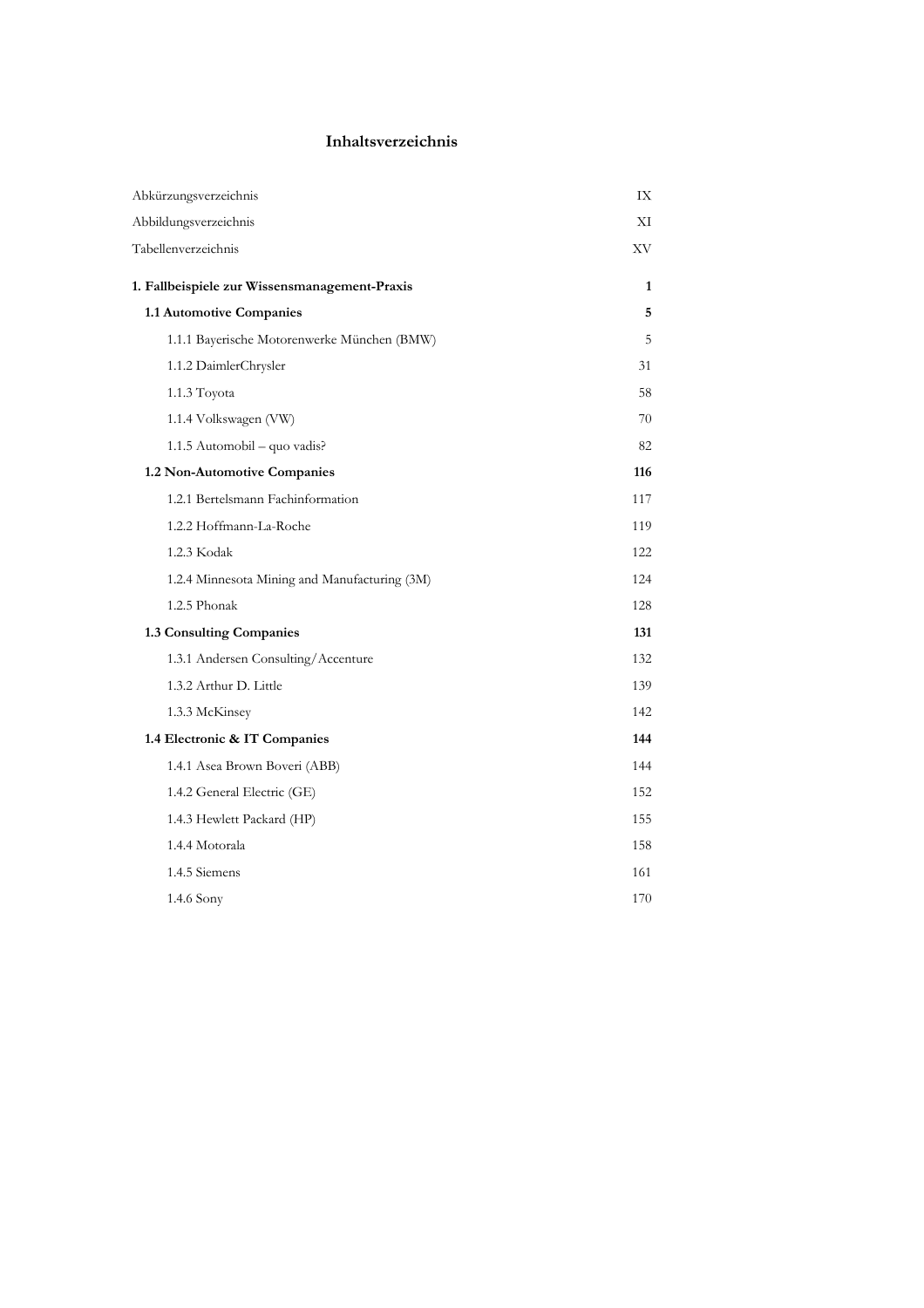# Inhaltsverzeichnis

| | |
|---|---|
| Abkürzungsverzeichnis | IX |
| Abbildungsverzeichnis | XI |
| Tabellenverzeichnis | XV |
| **1. Fallbeispiele zur Wissensmanagement-Praxis** | **1** |
| **1.1 Automotive Companies** | **5** |
| 1.1.1 Bayerische Motorenwerke München (BMW) | 5 |
| 1.1.2 DaimlerChrysler | 31 |
| 1.1.3 Toyota | 58 |
| 1.1.4 Volkswagen (VW) | 70 |
| 1.1.5 Automobil – quo vadis? | 82 |
| **1.2 Non-Automotive Companies** | **116** |
| 1.2.1 Bertelsmann Fachinformation | 117 |
| 1.2.2 Hoffmann-La-Roche | 119 |
| 1.2.3 Kodak | 122 |
| 1.2.4 Minnesota Mining and Manufacturing (3M) | 124 |
| 1.2.5 Phonak | 128 |
| **1.3 Consulting Companies** | **131** |
| 1.3.1 Andersen Consulting/Accenture | 132 |
| 1.3.2 Arthur D. Little | 139 |
| 1.3.3 McKinsey | 142 |
| **1.4 Electronic & IT Companies** | **144** |
| 1.4.1 Asea Brown Boveri (ABB) | 144 |
| 1.4.2 General Electric (GE) | 152 |
| 1.4.3 Hewlett Packard (HP) | 155 |
| 1.4.4 Motorala | 158 |
| 1.4.5 Siemens | 161 |
| 1.4.6 Sony | 170 |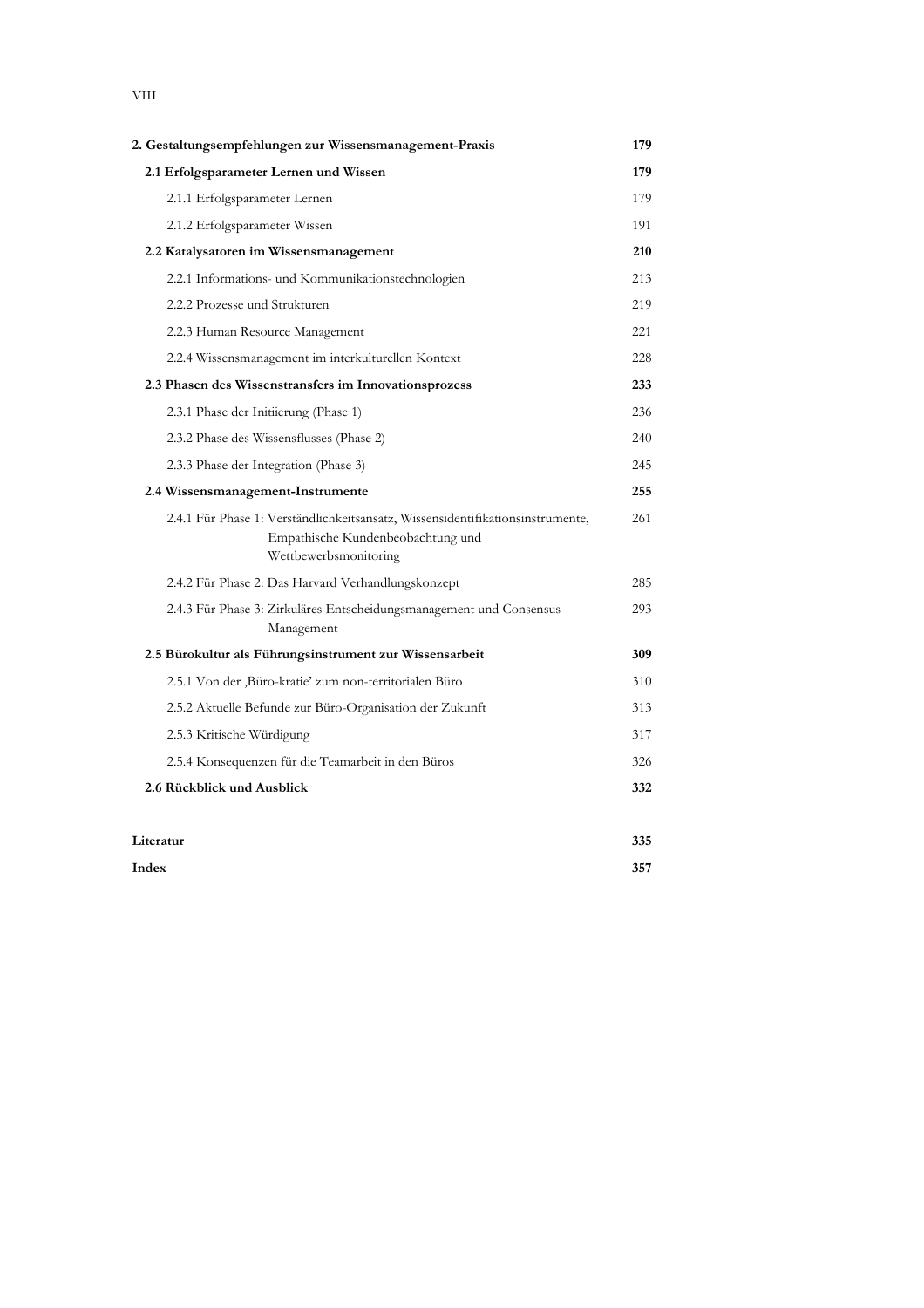| | |
|---|---|
| **2. Gestaltungsempfehlungen zur Wissensmanagement-Praxis** | **179** |
| **2.1 Erfolgsparameter Lernen und Wissen** | **179** |
| 2.1.1 Erfolgsparameter Lernen | 179 |
| 2.1.2 Erfolgsparameter Wissen | 191 |
| **2.2 Katalysatoren im Wissensmanagement** | **210** |
| 2.2.1 Informations- und Kommunikationstechnologien | 213 |
| 2.2.2 Prozesse und Strukturen | 219 |
| 2.2.3 Human Resource Management | 221 |
| 2.2.4 Wissensmanagement im interkulturellen Kontext | 228 |
| **2.3 Phasen des Wissenstransfers im Innovationsprozess** | **233** |
| 2.3.1 Phase der Initiierung (Phase 1) | 236 |
| 2.3.2 Phase des Wissensflusses (Phase 2) | 240 |
| 2.3.3 Phase der Integration (Phase 3) | 245 |
| **2.4 Wissensmanagement-Instrumente** | **255** |
| 2.4.1 Für Phase 1: Verständlichkeitsansatz, Wissensidentifikationsinstrumente, Empathische Kundenbeobachtung und Wettbewerbsmonitoring | 261 |
| 2.4.2 Für Phase 2: Das Harvard Verhandlungskonzept | 285 |
| 2.4.3 Für Phase 3: Zirkuläres Entscheidungsmanagement und Consensus Management | 293 |
| **2.5 Bürokultur als Führungsinstrument zur Wissensarbeit** | **309** |
| 2.5.1 Von der ‚Büro-kratie' zum non-territorialen Büro | 310 |
| 2.5.2 Aktuelle Befunde zur Büro-Organisation der Zukunft | 313 |
| 2.5.3 Kritische Würdigung | 317 |
| 2.5.4 Konsequenzen für die Teamarbeit in den Büros | 326 |
| **2.6 Rückblick und Ausblick** | **332** |
| **Literatur** | **335** |
| **Index** | **357** |